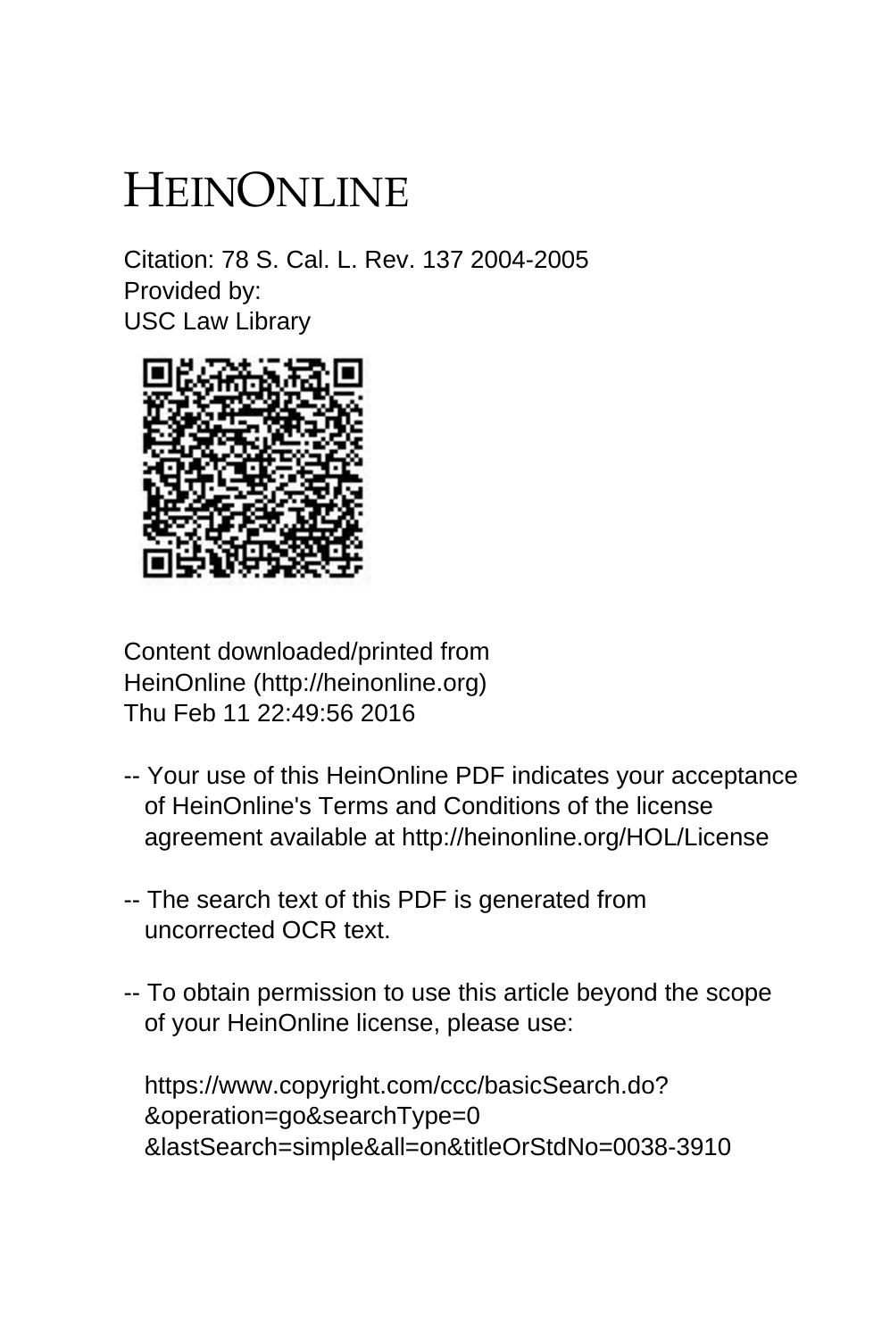# HEINONLINE

Citation: 78 S. Cal. L. Rev. 137 2004-2005
Provided by:
USC Law Library

Content downloaded/printed from
HeinOnline (http://heinonline.org)
Thu Feb 11 22:49:56 2016

-- Your use of this HeinOnline PDF indicates your acceptance of HeinOnline's Terms and Conditions of the license agreement available at http://heinonline.org/HOL/License

-- The search text of this PDF is generated from uncorrected OCR text.

-- To obtain permission to use this article beyond the scope of your HeinOnline license, please use:

https://www.copyright.com/ccc/basicSearch.do?
&operation=go&searchType=0
&lastSearch=simple&all=on&titleOrStdNo=0038-3910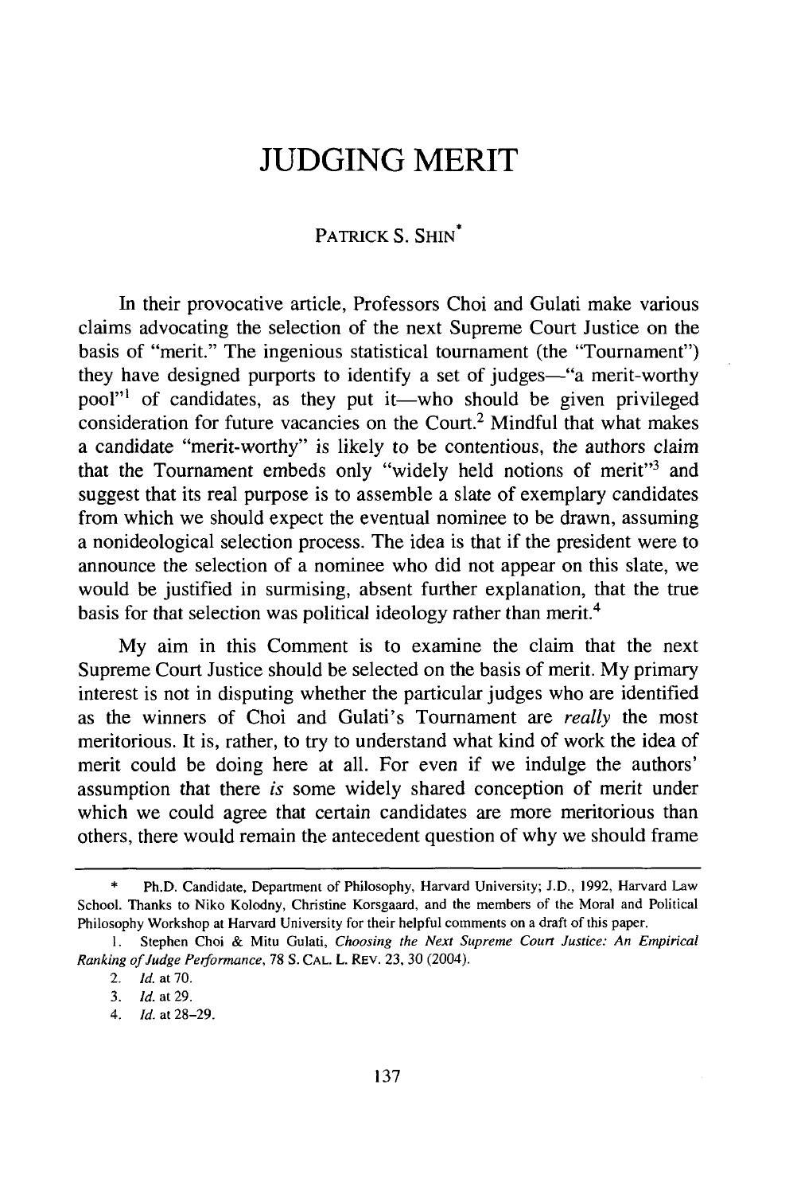# JUDGING MERIT

PATRICK S. SHIN*

In their provocative article, Professors Choi and Gulati make various claims advocating the selection of the next Supreme Court Justice on the basis of "merit." The ingenious statistical tournament (the "Tournament") they have designed purports to identify a set of judges—"a merit-worthy pool"[1] of candidates, as they put it—who should be given privileged consideration for future vacancies on the Court.[2] Mindful that what makes a candidate "merit-worthy" is likely to be contentious, the authors claim that the Tournament embeds only "widely held notions of merit"[3] and suggest that its real purpose is to assemble a slate of exemplary candidates from which we should expect the eventual nominee to be drawn, assuming a nonideological selection process. The idea is that if the president were to announce the selection of a nominee who did not appear on this slate, we would be justified in surmising, absent further explanation, that the true basis for that selection was political ideology rather than merit.[4]

My aim in this Comment is to examine the claim that the next Supreme Court Justice should be selected on the basis of merit. My primary interest is not in disputing whether the particular judges who are identified as the winners of Choi and Gulati's Tournament are *really* the most meritorious. It is, rather, to try to understand what kind of work the idea of merit could be doing here at all. For even if we indulge the authors' assumption that there *is* some widely shared conception of merit under which we could agree that certain candidates are more meritorious than others, there would remain the antecedent question of why we should frame

---

\* Ph.D. Candidate, Department of Philosophy, Harvard University; J.D., 1992, Harvard Law School. Thanks to Niko Kolodny, Christine Korsgaard, and the members of the Moral and Political Philosophy Workshop at Harvard University for their helpful comments on a draft of this paper.

1. Stephen Choi & Mitu Gulati, *Choosing the Next Supreme Court Justice: An Empirical Ranking of Judge Performance*, 78 S. CAL. L. REV. 23, 30 (2004).

2. *Id.* at 70.

3. *Id.* at 29.

4. *Id.* at 28–29.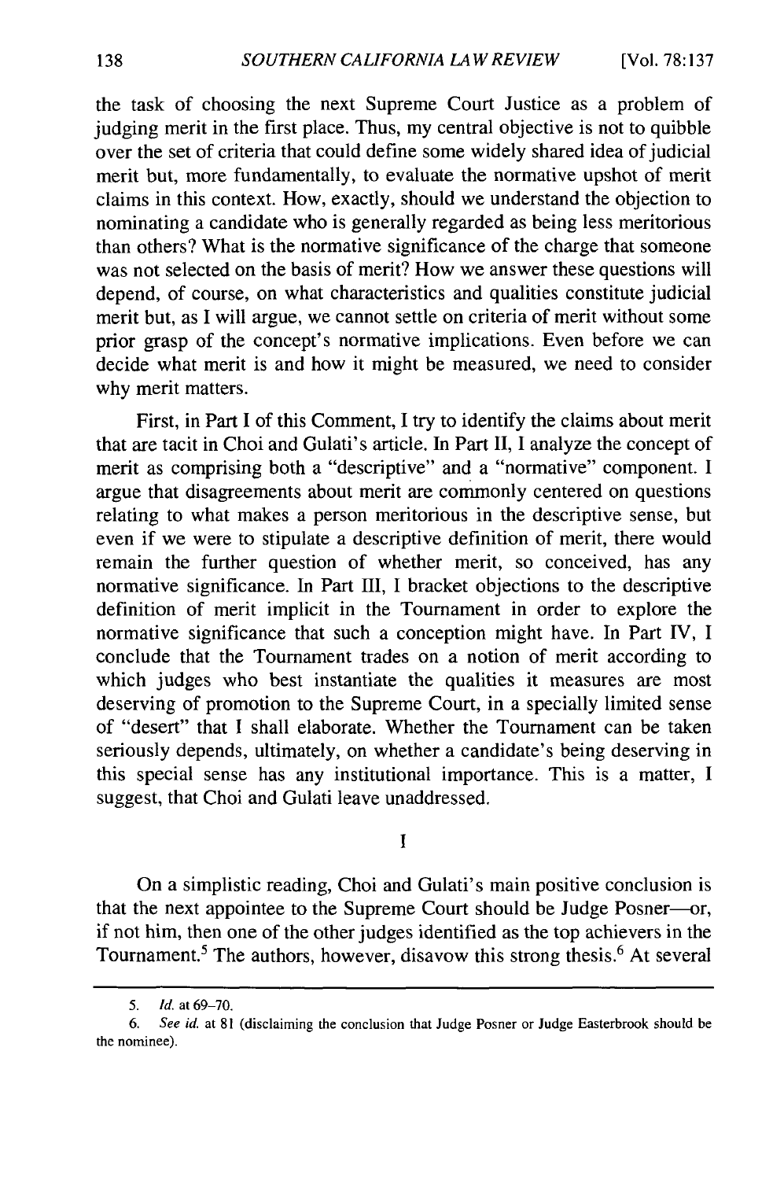the task of choosing the next Supreme Court Justice as a problem of judging merit in the first place. Thus, my central objective is not to quibble over the set of criteria that could define some widely shared idea of judicial merit but, more fundamentally, to evaluate the normative upshot of merit claims in this context. How, exactly, should we understand the objection to nominating a candidate who is generally regarded as being less meritorious than others? What is the normative significance of the charge that someone was not selected on the basis of merit? How we answer these questions will depend, of course, on what characteristics and qualities constitute judicial merit but, as I will argue, we cannot settle on criteria of merit without some prior grasp of the concept's normative implications. Even before we can decide what merit is and how it might be measured, we need to consider why merit matters.

First, in Part I of this Comment, I try to identify the claims about merit that are tacit in Choi and Gulati's article. In Part II, I analyze the concept of merit as comprising both a "descriptive" and a "normative" component. I argue that disagreements about merit are commonly centered on questions relating to what makes a person meritorious in the descriptive sense, but even if we were to stipulate a descriptive definition of merit, there would remain the further question of whether merit, so conceived, has any normative significance. In Part III, I bracket objections to the descriptive definition of merit implicit in the Tournament in order to explore the normative significance that such a conception might have. In Part IV, I conclude that the Tournament trades on a notion of merit according to which judges who best instantiate the qualities it measures are most deserving of promotion to the Supreme Court, in a specially limited sense of "desert" that I shall elaborate. Whether the Tournament can be taken seriously depends, ultimately, on whether a candidate's being deserving in this special sense has any institutional importance. This is a matter, I suggest, that Choi and Gulati leave unaddressed.

# I

On a simplistic reading, Choi and Gulati's main positive conclusion is that the next appointee to the Supreme Court should be Judge Posner—or, if not him, then one of the other judges identified as the top achievers in the Tournament.[5] The authors, however, disavow this strong thesis.[6] At several

---

5. *Id.* at 69–70.

6. *See id.* at 81 (disclaiming the conclusion that Judge Posner or Judge Easterbrook should be the nominee).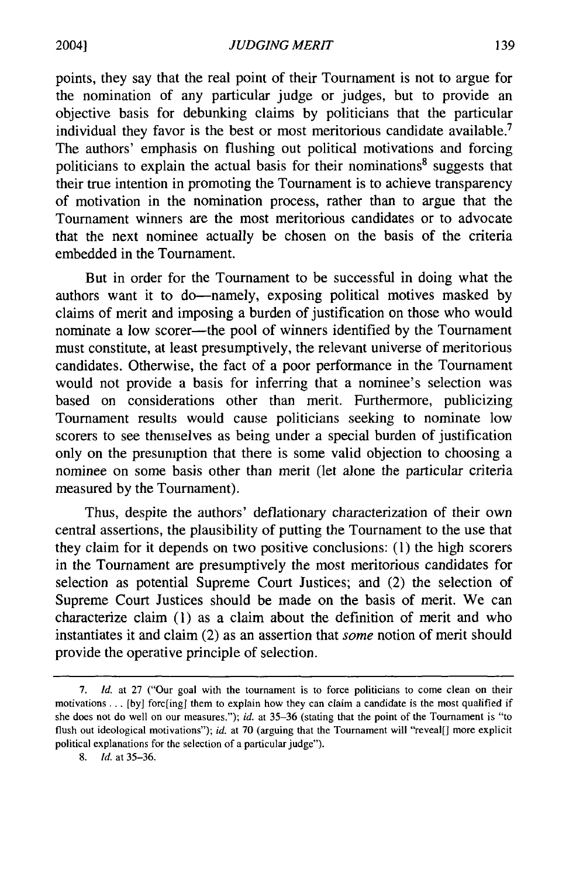points, they say that the real point of their Tournament is not to argue for the nomination of any particular judge or judges, but to provide an objective basis for debunking claims by politicians that the particular individual they favor is the best or most meritorious candidate available.[7] The authors' emphasis on flushing out political motivations and forcing politicians to explain the actual basis for their nominations[8] suggests that their true intention in promoting the Tournament is to achieve transparency of motivation in the nomination process, rather than to argue that the Tournament winners are the most meritorious candidates or to advocate that the next nominee actually be chosen on the basis of the criteria embedded in the Tournament.

But in order for the Tournament to be successful in doing what the authors want it to do—namely, exposing political motives masked by claims of merit and imposing a burden of justification on those who would nominate a low scorer—the pool of winners identified by the Tournament must constitute, at least presumptively, the relevant universe of meritorious candidates. Otherwise, the fact of a poor performance in the Tournament would not provide a basis for inferring that a nominee's selection was based on considerations other than merit. Furthermore, publicizing Tournament results would cause politicians seeking to nominate low scorers to see themselves as being under a special burden of justification only on the presumption that there is some valid objection to choosing a nominee on some basis other than merit (let alone the particular criteria measured by the Tournament).

Thus, despite the authors' deflationary characterization of their own central assertions, the plausibility of putting the Tournament to the use that they claim for it depends on two positive conclusions: (1) the high scorers in the Tournament are presumptively the most meritorious candidates for selection as potential Supreme Court Justices; and (2) the selection of Supreme Court Justices should be made on the basis of merit. We can characterize claim (1) as a claim about the definition of merit and who instantiates it and claim (2) as an assertion that *some* notion of merit should provide the operative principle of selection.

---

7. *Id.* at 27 ("Our goal with the tournament is to force politicians to come clean on their motivations . . . [by] forc[ing] them to explain how they can claim a candidate is the most qualified if she does not do well on our measures."); *id.* at 35–36 (stating that the point of the Tournament is "to flush out ideological motivations"); *id.* at 70 (arguing that the Tournament will "reveal[] more explicit political explanations for the selection of a particular judge").

8. *Id.* at 35–36.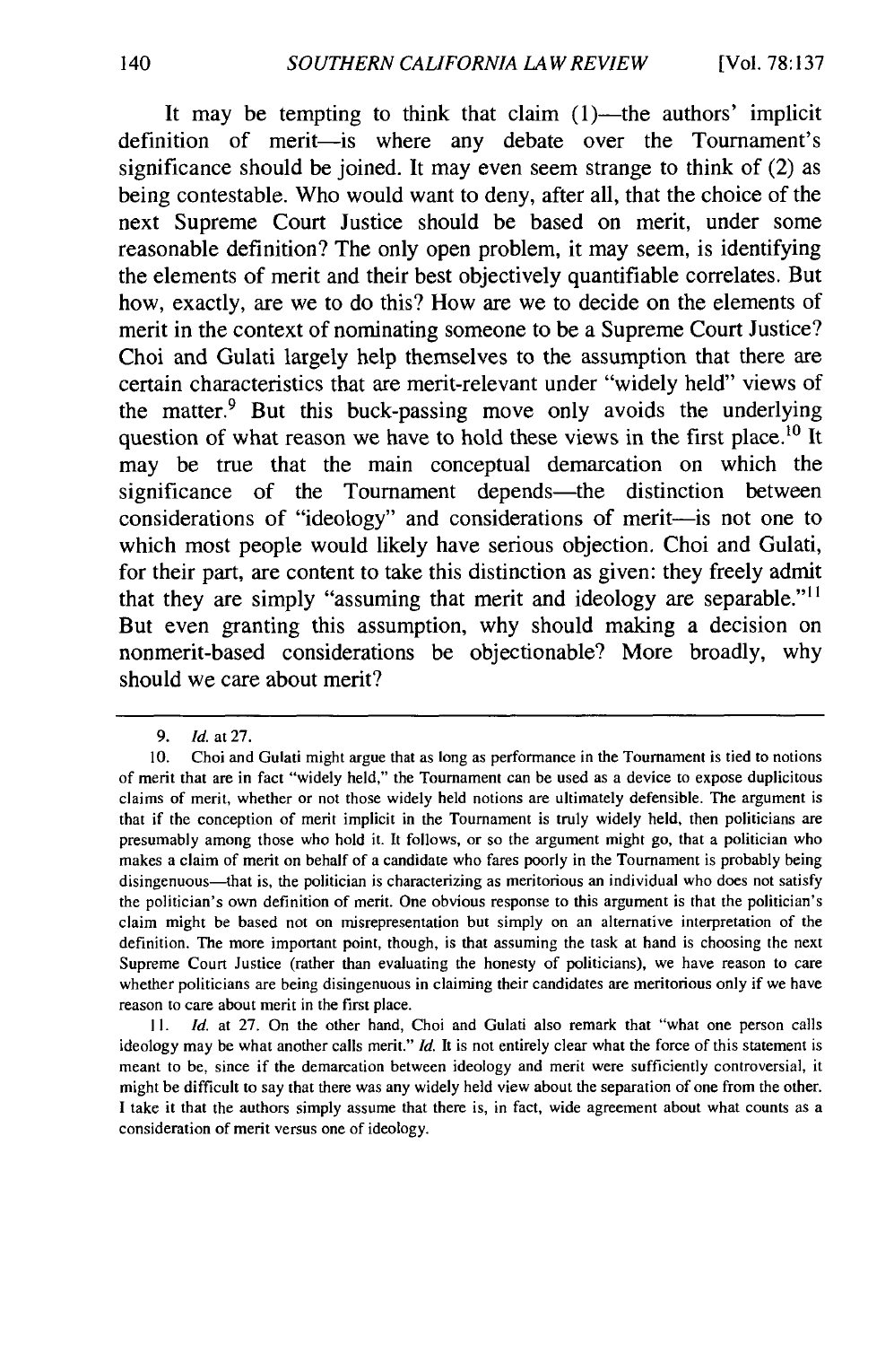It may be tempting to think that claim (1)—the authors' implicit definition of merit—is where any debate over the Tournament's significance should be joined. It may even seem strange to think of (2) as being contestable. Who would want to deny, after all, that the choice of the next Supreme Court Justice should be based on merit, under some reasonable definition? The only open problem, it may seem, is identifying the elements of merit and their best objectively quantifiable correlates. But how, exactly, are we to do this? How are we to decide on the elements of merit in the context of nominating someone to be a Supreme Court Justice? Choi and Gulati largely help themselves to the assumption that there are certain characteristics that are merit-relevant under "widely held" views of the matter.[9] But this buck-passing move only avoids the underlying question of what reason we have to hold these views in the first place.[10] It may be true that the main conceptual demarcation on which the significance of the Tournament depends—the distinction between considerations of "ideology" and considerations of merit—is not one to which most people would likely have serious objection. Choi and Gulati, for their part, are content to take this distinction as given: they freely admit that they are simply "assuming that merit and ideology are separable."[11] But even granting this assumption, why should making a decision on nonmerit-based considerations be objectionable? More broadly, why should we care about merit?

---

9. *Id.* at 27.

10. Choi and Gulati might argue that as long as performance in the Tournament is tied to notions of merit that are in fact "widely held," the Tournament can be used as a device to expose duplicitous claims of merit, whether or not those widely held notions are ultimately defensible. The argument is that if the conception of merit implicit in the Tournament is truly widely held, then politicians are presumably among those who hold it. It follows, or so the argument might go, that a politician who makes a claim of merit on behalf of a candidate who fares poorly in the Tournament is probably being disingenuous—that is, the politician is characterizing as meritorious an individual who does not satisfy the politician's own definition of merit. One obvious response to this argument is that the politician's claim might be based not on misrepresentation but simply on an alternative interpretation of the definition. The more important point, though, is that assuming the task at hand is choosing the next Supreme Court Justice (rather than evaluating the honesty of politicians), we have reason to care whether politicians are being disingenuous in claiming their candidates are meritorious only if we have reason to care about merit in the first place.

11. *Id.* at 27. On the other hand, Choi and Gulati also remark that "what one person calls ideology may be what another calls merit." *Id.* It is not entirely clear what the force of this statement is meant to be, since if the demarcation between ideology and merit were sufficiently controversial, it might be difficult to say that there was any widely held view about the separation of one from the other. I take it that the authors simply assume that there is, in fact, wide agreement about what counts as a consideration of merit versus one of ideology.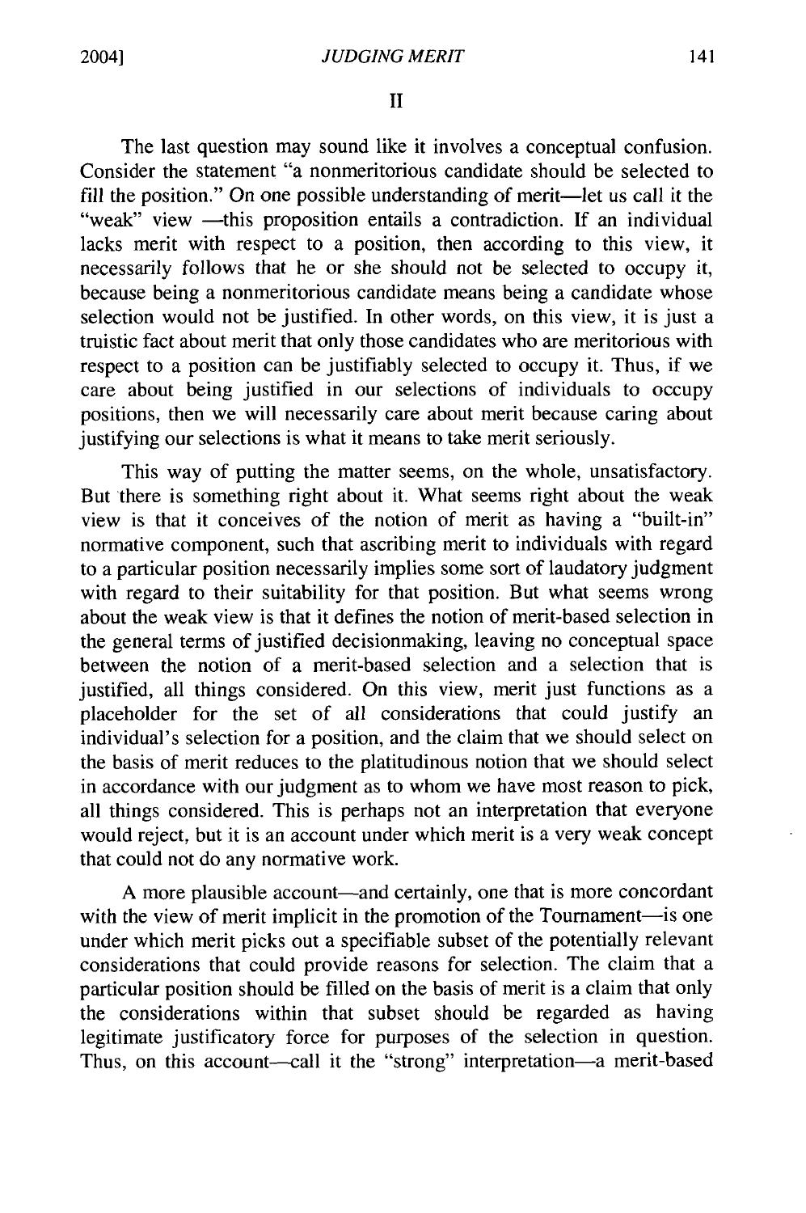## II

The last question may sound like it involves a conceptual confusion. Consider the statement "a nonmeritorious candidate should be selected to fill the position." On one possible understanding of merit—let us call it the "weak" view —this proposition entails a contradiction. If an individual lacks merit with respect to a position, then according to this view, it necessarily follows that he or she should not be selected to occupy it, because being a nonmeritorious candidate means being a candidate whose selection would not be justified. In other words, on this view, it is just a truistic fact about merit that only those candidates who are meritorious with respect to a position can be justifiably selected to occupy it. Thus, if we care about being justified in our selections of individuals to occupy positions, then we will necessarily care about merit because caring about justifying our selections is what it means to take merit seriously.

This way of putting the matter seems, on the whole, unsatisfactory. But there is something right about it. What seems right about the weak view is that it conceives of the notion of merit as having a "built-in" normative component, such that ascribing merit to individuals with regard to a particular position necessarily implies some sort of laudatory judgment with regard to their suitability for that position. But what seems wrong about the weak view is that it defines the notion of merit-based selection in the general terms of justified decisionmaking, leaving no conceptual space between the notion of a merit-based selection and a selection that is justified, all things considered. On this view, merit just functions as a placeholder for the set of all considerations that could justify an individual's selection for a position, and the claim that we should select on the basis of merit reduces to the platitudinous notion that we should select in accordance with our judgment as to whom we have most reason to pick, all things considered. This is perhaps not an interpretation that everyone would reject, but it is an account under which merit is a very weak concept that could not do any normative work.

A more plausible account—and certainly, one that is more concordant with the view of merit implicit in the promotion of the Tournament—is one under which merit picks out a specifiable subset of the potentially relevant considerations that could provide reasons for selection. The claim that a particular position should be filled on the basis of merit is a claim that only the considerations within that subset should be regarded as having legitimate justificatory force for purposes of the selection in question. Thus, on this account—call it the "strong" interpretation—a merit-based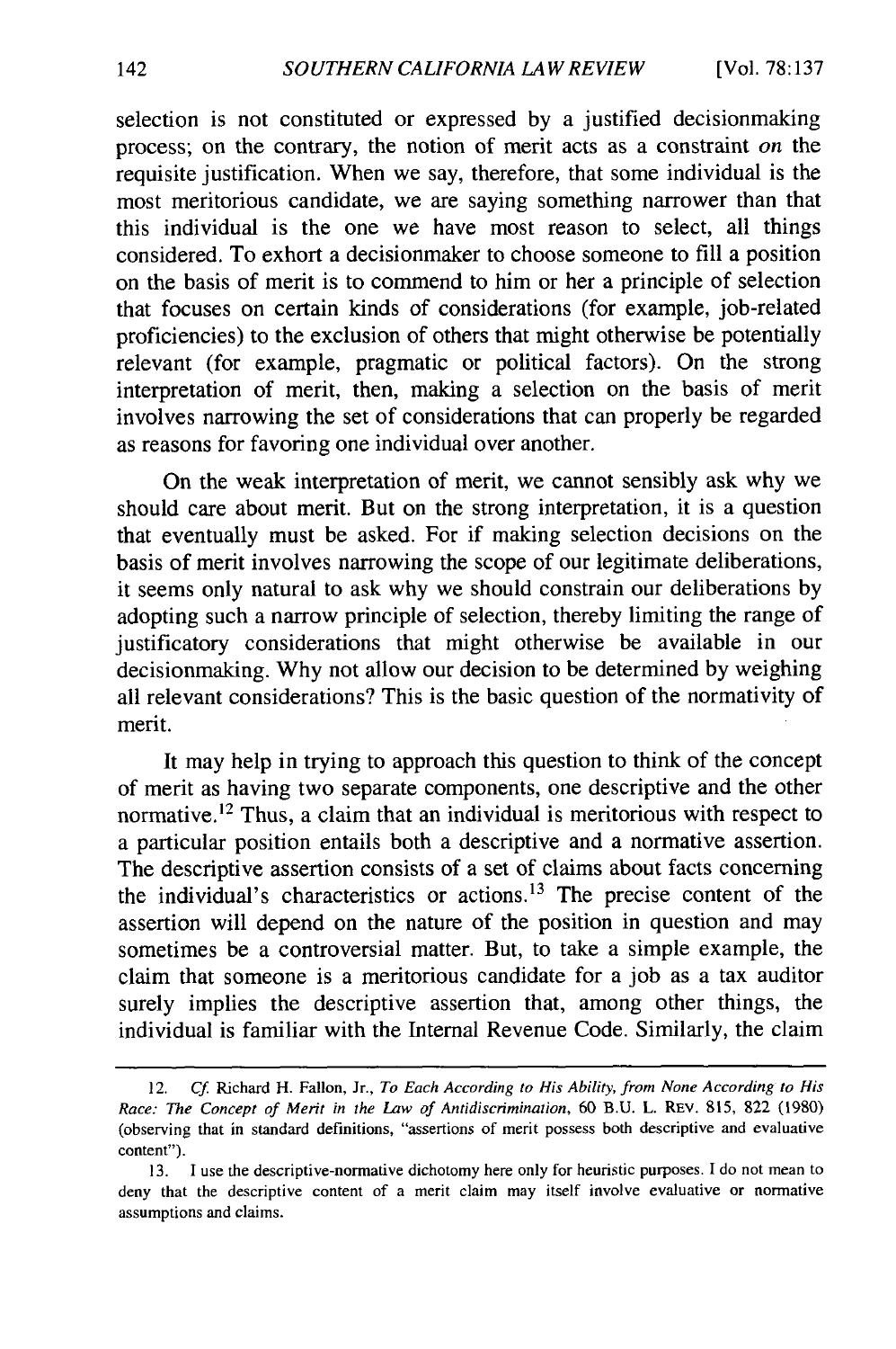selection is not constituted or expressed by a justified decisionmaking process; on the contrary, the notion of merit acts as a constraint *on* the requisite justification. When we say, therefore, that some individual is the most meritorious candidate, we are saying something narrower than that this individual is the one we have most reason to select, all things considered. To exhort a decisionmaker to choose someone to fill a position on the basis of merit is to commend to him or her a principle of selection that focuses on certain kinds of considerations (for example, job-related proficiencies) to the exclusion of others that might otherwise be potentially relevant (for example, pragmatic or political factors). On the strong interpretation of merit, then, making a selection on the basis of merit involves narrowing the set of considerations that can properly be regarded as reasons for favoring one individual over another.

On the weak interpretation of merit, we cannot sensibly ask why we should care about merit. But on the strong interpretation, it is a question that eventually must be asked. For if making selection decisions on the basis of merit involves narrowing the scope of our legitimate deliberations, it seems only natural to ask why we should constrain our deliberations by adopting such a narrow principle of selection, thereby limiting the range of justificatory considerations that might otherwise be available in our decisionmaking. Why not allow our decision to be determined by weighing all relevant considerations? This is the basic question of the normativity of merit.

It may help in trying to approach this question to think of the concept of merit as having two separate components, one descriptive and the other normative.[12] Thus, a claim that an individual is meritorious with respect to a particular position entails both a descriptive and a normative assertion. The descriptive assertion consists of a set of claims about facts concerning the individual's characteristics or actions.[13] The precise content of the assertion will depend on the nature of the position in question and may sometimes be a controversial matter. But, to take a simple example, the claim that someone is a meritorious candidate for a job as a tax auditor surely implies the descriptive assertion that, among other things, the individual is familiar with the Internal Revenue Code. Similarly, the claim

---

12. *Cf.* Richard H. Fallon, Jr., *To Each According to His Ability, from None According to His Race: The Concept of Merit in the Law of Antidiscrimination*, 60 B.U. L. REV. 815, 822 (1980) (observing that in standard definitions, "assertions of merit possess both descriptive and evaluative content").

13. I use the descriptive-normative dichotomy here only for heuristic purposes. I do not mean to deny that the descriptive content of a merit claim may itself involve evaluative or normative assumptions and claims.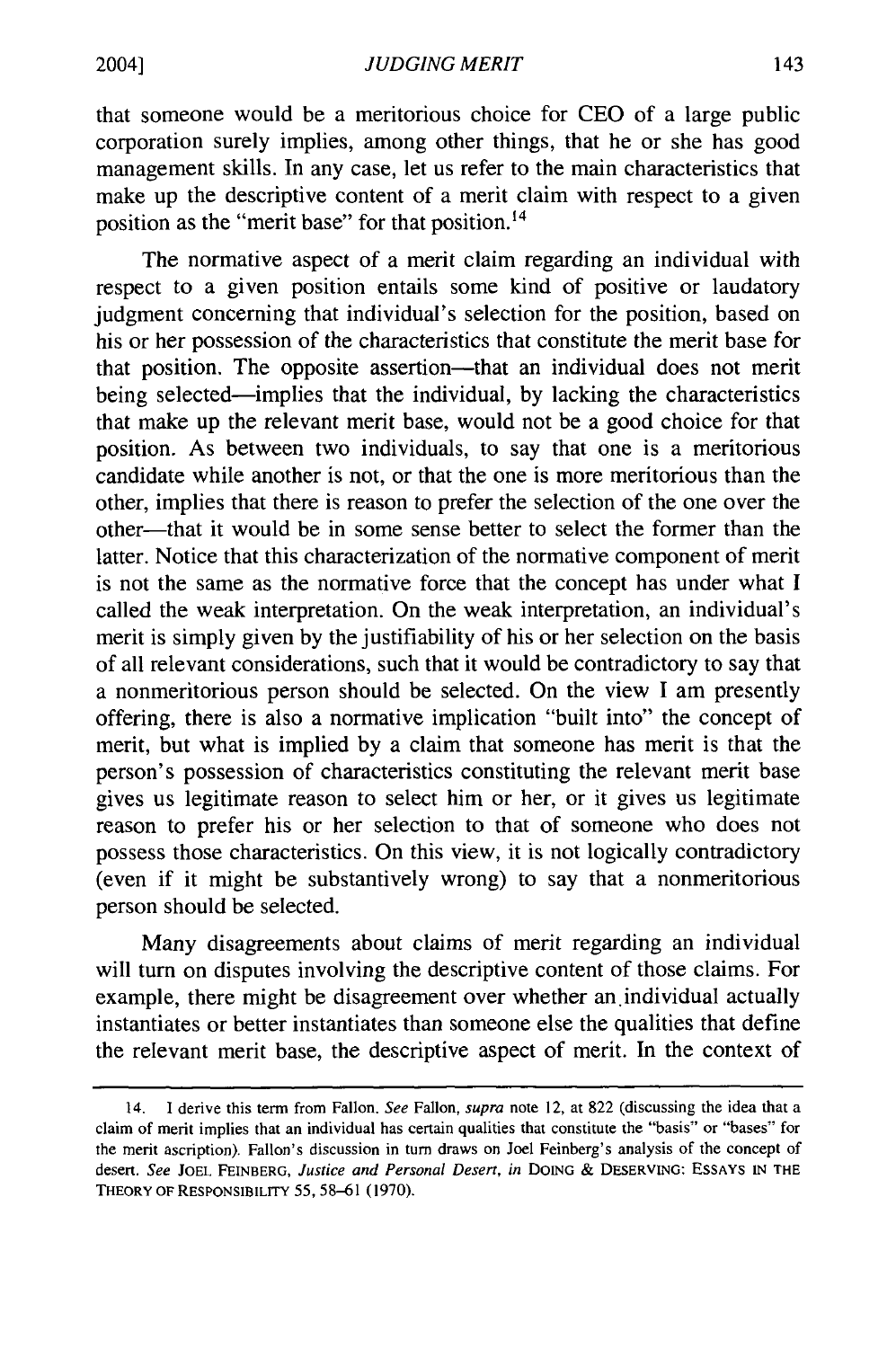that someone would be a meritorious choice for CEO of a large public corporation surely implies, among other things, that he or she has good management skills. In any case, let us refer to the main characteristics that make up the descriptive content of a merit claim with respect to a given position as the "merit base" for that position.[14]

The normative aspect of a merit claim regarding an individual with respect to a given position entails some kind of positive or laudatory judgment concerning that individual's selection for the position, based on his or her possession of the characteristics that constitute the merit base for that position. The opposite assertion—that an individual does not merit being selected—implies that the individual, by lacking the characteristics that make up the relevant merit base, would not be a good choice for that position. As between two individuals, to say that one is a meritorious candidate while another is not, or that the one is more meritorious than the other, implies that there is reason to prefer the selection of the one over the other—that it would be in some sense better to select the former than the latter. Notice that this characterization of the normative component of merit is not the same as the normative force that the concept has under what I called the weak interpretation. On the weak interpretation, an individual's merit is simply given by the justifiability of his or her selection on the basis of all relevant considerations, such that it would be contradictory to say that a nonmeritorious person should be selected. On the view I am presently offering, there is also a normative implication "built into" the concept of merit, but what is implied by a claim that someone has merit is that the person's possession of characteristics constituting the relevant merit base gives us legitimate reason to select him or her, or it gives us legitimate reason to prefer his or her selection to that of someone who does not possess those characteristics. On this view, it is not logically contradictory (even if it might be substantively wrong) to say that a nonmeritorious person should be selected.

Many disagreements about claims of merit regarding an individual will turn on disputes involving the descriptive content of those claims. For example, there might be disagreement over whether an individual actually instantiates or better instantiates than someone else the qualities that define the relevant merit base, the descriptive aspect of merit. In the context of

---

14. I derive this term from Fallon. *See* Fallon, *supra* note 12, at 822 (discussing the idea that a claim of merit implies that an individual has certain qualities that constitute the "basis" or "bases" for the merit ascription). Fallon's discussion in turn draws on Joel Feinberg's analysis of the concept of desert. *See* JOEL FEINBERG, *Justice and Personal Desert*, *in* DOING & DESERVING: ESSAYS IN THE THEORY OF RESPONSIBILITY 55, 58–61 (1970).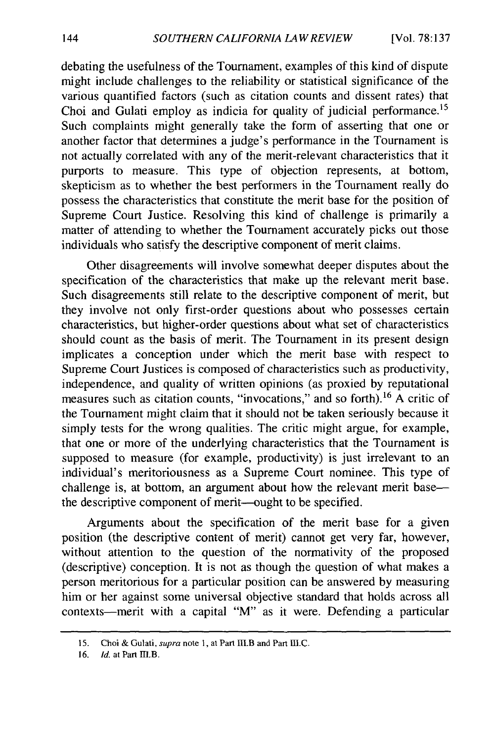debating the usefulness of the Tournament, examples of this kind of dispute might include challenges to the reliability or statistical significance of the various quantified factors (such as citation counts and dissent rates) that Choi and Gulati employ as indicia for quality of judicial performance.[15] Such complaints might generally take the form of asserting that one or another factor that determines a judge's performance in the Tournament is not actually correlated with any of the merit-relevant characteristics that it purports to measure. This type of objection represents, at bottom, skepticism as to whether the best performers in the Tournament really do possess the characteristics that constitute the merit base for the position of Supreme Court Justice. Resolving this kind of challenge is primarily a matter of attending to whether the Tournament accurately picks out those individuals who satisfy the descriptive component of merit claims.

Other disagreements will involve somewhat deeper disputes about the specification of the characteristics that make up the relevant merit base. Such disagreements still relate to the descriptive component of merit, but they involve not only first-order questions about who possesses certain characteristics, but higher-order questions about what set of characteristics should count as the basis of merit. The Tournament in its present design implicates a conception under which the merit base with respect to Supreme Court Justices is composed of characteristics such as productivity, independence, and quality of written opinions (as proxied by reputational measures such as citation counts, "invocations," and so forth).[16] A critic of the Tournament might claim that it should not be taken seriously because it simply tests for the wrong qualities. The critic might argue, for example, that one or more of the underlying characteristics that the Tournament is supposed to measure (for example, productivity) is just irrelevant to an individual's meritoriousness as a Supreme Court nominee. This type of challenge is, at bottom, an argument about how the relevant merit base—the descriptive component of merit—ought to be specified.

Arguments about the specification of the merit base for a given position (the descriptive content of merit) cannot get very far, however, without attention to the question of the normativity of the proposed (descriptive) conception. It is not as though the question of what makes a person meritorious for a particular position can be answered by measuring him or her against some universal objective standard that holds across all contexts—merit with a capital "M" as it were. Defending a particular

---

15. Choi & Gulati, *supra* note 1, at Part III.B and Part III.C.

16. *Id.* at Part III.B.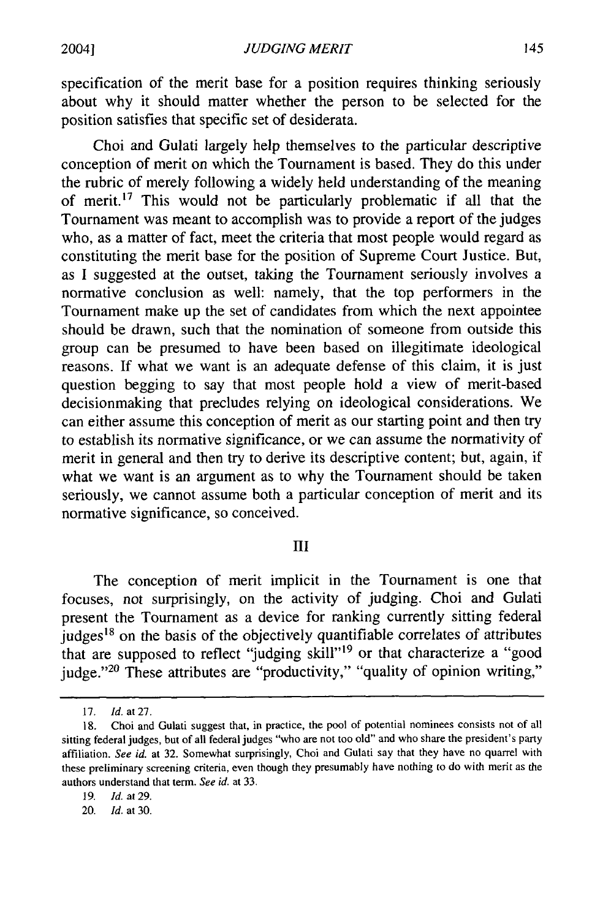specification of the merit base for a position requires thinking seriously about why it should matter whether the person to be selected for the position satisfies that specific set of desiderata.

Choi and Gulati largely help themselves to the particular descriptive conception of merit on which the Tournament is based. They do this under the rubric of merely following a widely held understanding of the meaning of merit.[17] This would not be particularly problematic if all that the Tournament was meant to accomplish was to provide a report of the judges who, as a matter of fact, meet the criteria that most people would regard as constituting the merit base for the position of Supreme Court Justice. But, as I suggested at the outset, taking the Tournament seriously involves a normative conclusion as well: namely, that the top performers in the Tournament make up the set of candidates from which the next appointee should be drawn, such that the nomination of someone from outside this group can be presumed to have been based on illegitimate ideological reasons. If what we want is an adequate defense of this claim, it is just question begging to say that most people hold a view of merit-based decisionmaking that precludes relying on ideological considerations. We can either assume this conception of merit as our starting point and then try to establish its normative significance, or we can assume the normativity of merit in general and then try to derive its descriptive content; but, again, if what we want is an argument as to why the Tournament should be taken seriously, we cannot assume both a particular conception of merit and its normative significance, so conceived.

## III

The conception of merit implicit in the Tournament is one that focuses, not surprisingly, on the activity of judging. Choi and Gulati present the Tournament as a device for ranking currently sitting federal judges[18] on the basis of the objectively quantifiable correlates of attributes that are supposed to reflect "judging skill"[19] or that characterize a "good judge."[20] These attributes are "productivity," "quality of opinion writing,"

---

17. *Id.* at 27.

18. Choi and Gulati suggest that, in practice, the pool of potential nominees consists not of all sitting federal judges, but of all federal judges "who are not too old" and who share the president's party affiliation. *See id.* at 32. Somewhat surprisingly, Choi and Gulati say that they have no quarrel with these preliminary screening criteria, even though they presumably have nothing to do with merit as the authors understand that term. *See id.* at 33.

19. *Id.* at 29.

20. *Id.* at 30.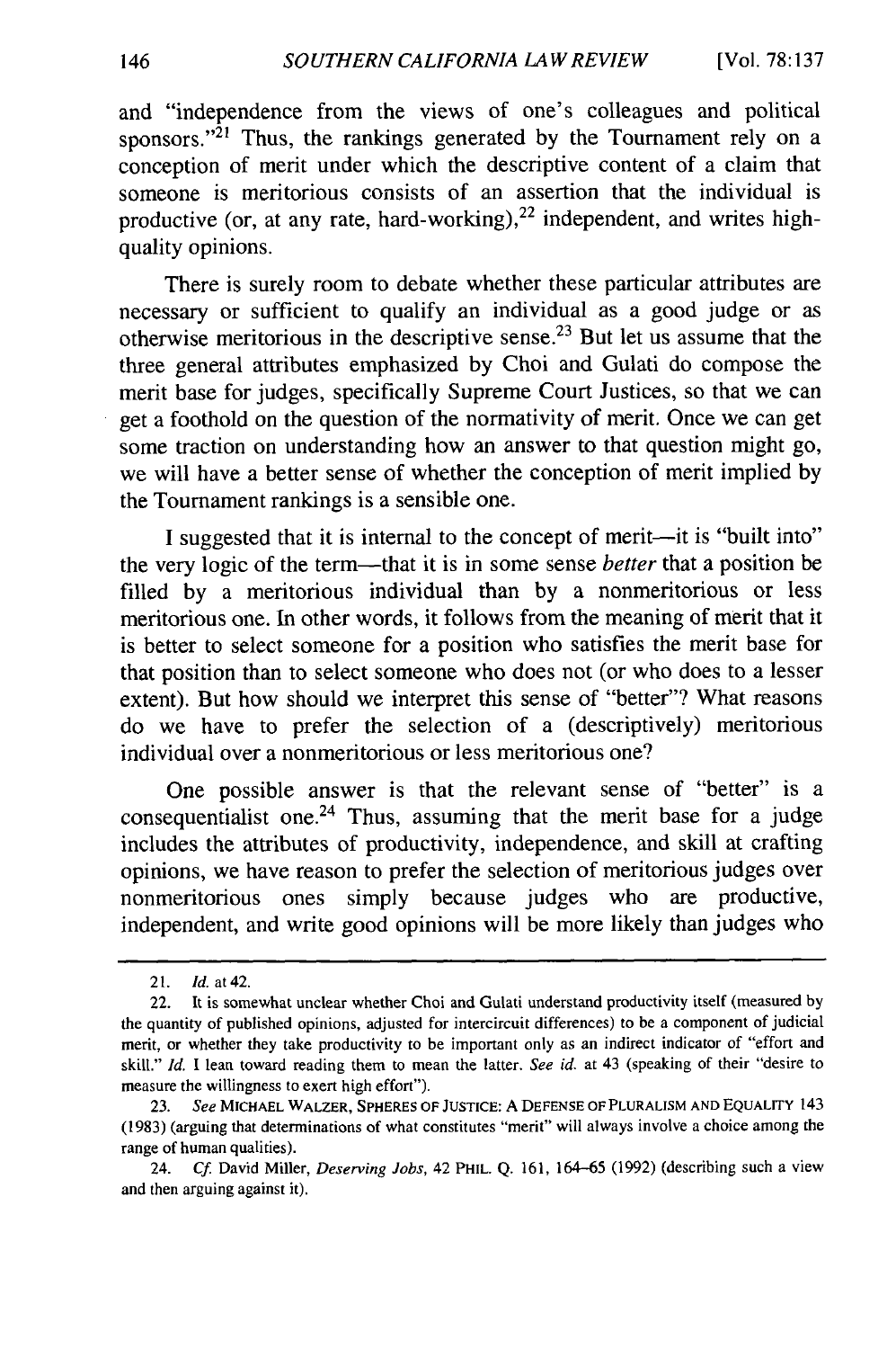and "independence from the views of one's colleagues and political sponsors."[21] Thus, the rankings generated by the Tournament rely on a conception of merit under which the descriptive content of a claim that someone is meritorious consists of an assertion that the individual is productive (or, at any rate, hard-working),[22] independent, and writes high-quality opinions.

There is surely room to debate whether these particular attributes are necessary or sufficient to qualify an individual as a good judge or as otherwise meritorious in the descriptive sense.[23] But let us assume that the three general attributes emphasized by Choi and Gulati do compose the merit base for judges, specifically Supreme Court Justices, so that we can get a foothold on the question of the normativity of merit. Once we can get some traction on understanding how an answer to that question might go, we will have a better sense of whether the conception of merit implied by the Tournament rankings is a sensible one.

I suggested that it is internal to the concept of merit—it is "built into" the very logic of the term—that it is in some sense *better* that a position be filled by a meritorious individual than by a nonmeritorious or less meritorious one. In other words, it follows from the meaning of merit that it is better to select someone for a position who satisfies the merit base for that position than to select someone who does not (or who does to a lesser extent). But how should we interpret this sense of "better"? What reasons do we have to prefer the selection of a (descriptively) meritorious individual over a nonmeritorious or less meritorious one?

One possible answer is that the relevant sense of "better" is a consequentialist one.[24] Thus, assuming that the merit base for a judge includes the attributes of productivity, independence, and skill at crafting opinions, we have reason to prefer the selection of meritorious judges over nonmeritorious ones simply because judges who are productive, independent, and write good opinions will be more likely than judges who

---

21. *Id.* at 42.

22. It is somewhat unclear whether Choi and Gulati understand productivity itself (measured by the quantity of published opinions, adjusted for intercircuit differences) to be a component of judicial merit, or whether they take productivity to be important only as an indirect indicator of "effort and skill." *Id.* I lean toward reading them to mean the latter. *See id.* at 43 (speaking of their "desire to measure the willingness to exert high effort").

23. *See* MICHAEL WALZER, SPHERES OF JUSTICE: A DEFENSE OF PLURALISM AND EQUALITY 143 (1983) (arguing that determinations of what constitutes "merit" will always involve a choice among the range of human qualities).

24. *Cf.* David Miller, *Deserving Jobs*, 42 PHIL. Q. 161, 164–65 (1992) (describing such a view and then arguing against it).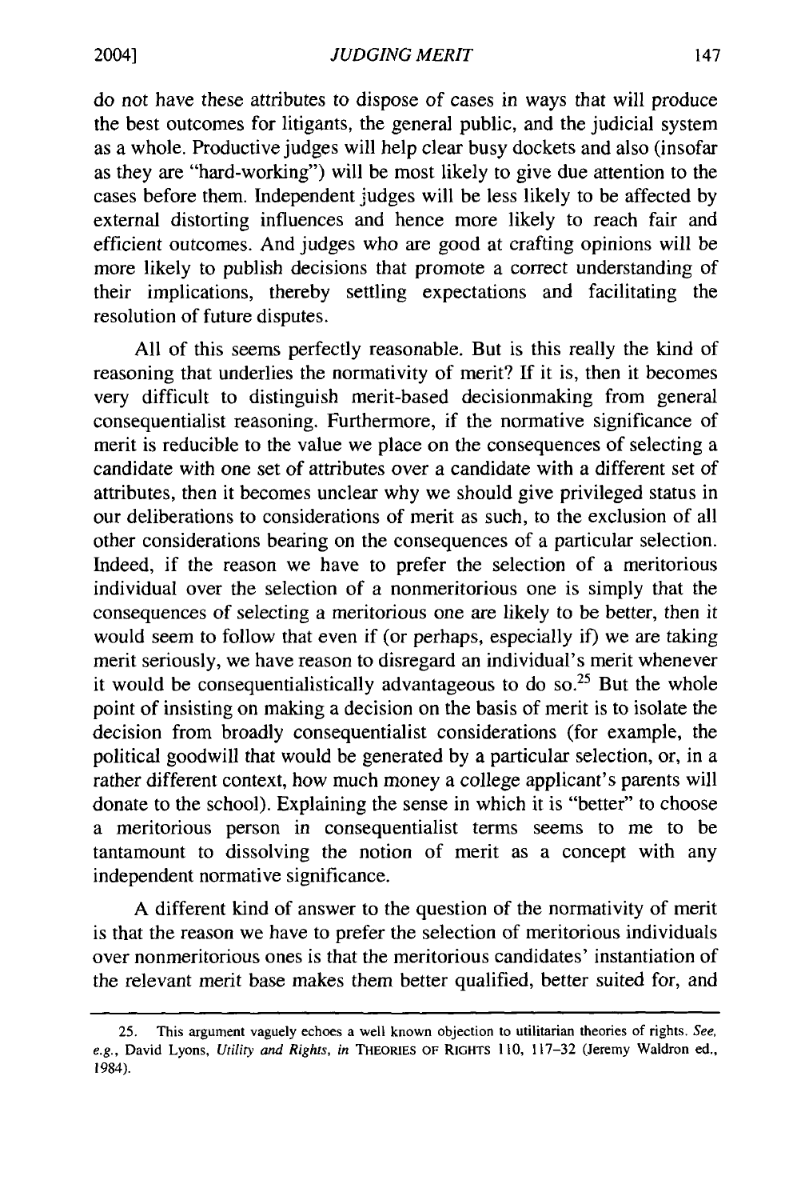do not have these attributes to dispose of cases in ways that will produce the best outcomes for litigants, the general public, and the judicial system as a whole. Productive judges will help clear busy dockets and also (insofar as they are "hard-working") will be most likely to give due attention to the cases before them. Independent judges will be less likely to be affected by external distorting influences and hence more likely to reach fair and efficient outcomes. And judges who are good at crafting opinions will be more likely to publish decisions that promote a correct understanding of their implications, thereby settling expectations and facilitating the resolution of future disputes.

All of this seems perfectly reasonable. But is this really the kind of reasoning that underlies the normativity of merit? If it is, then it becomes very difficult to distinguish merit-based decisionmaking from general consequentialist reasoning. Furthermore, if the normative significance of merit is reducible to the value we place on the consequences of selecting a candidate with one set of attributes over a candidate with a different set of attributes, then it becomes unclear why we should give privileged status in our deliberations to considerations of merit as such, to the exclusion of all other considerations bearing on the consequences of a particular selection. Indeed, if the reason we have to prefer the selection of a meritorious individual over the selection of a nonmeritorious one is simply that the consequences of selecting a meritorious one are likely to be better, then it would seem to follow that even if (or perhaps, especially if) we are taking merit seriously, we have reason to disregard an individual's merit whenever it would be consequentialistically advantageous to do so.[25] But the whole point of insisting on making a decision on the basis of merit is to isolate the decision from broadly consequentialist considerations (for example, the political goodwill that would be generated by a particular selection, or, in a rather different context, how much money a college applicant's parents will donate to the school). Explaining the sense in which it is "better" to choose a meritorious person in consequentialist terms seems to me to be tantamount to dissolving the notion of merit as a concept with any independent normative significance.

A different kind of answer to the question of the normativity of merit is that the reason we have to prefer the selection of meritorious individuals over nonmeritorious ones is that the meritorious candidates' instantiation of the relevant merit base makes them better qualified, better suited for, and

25. This argument vaguely echoes a well known objection to utilitarian theories of rights. *See, e.g.*, David Lyons, *Utility and Rights*, *in* THEORIES OF RIGHTS 110, 117–32 (Jeremy Waldron ed., 1984).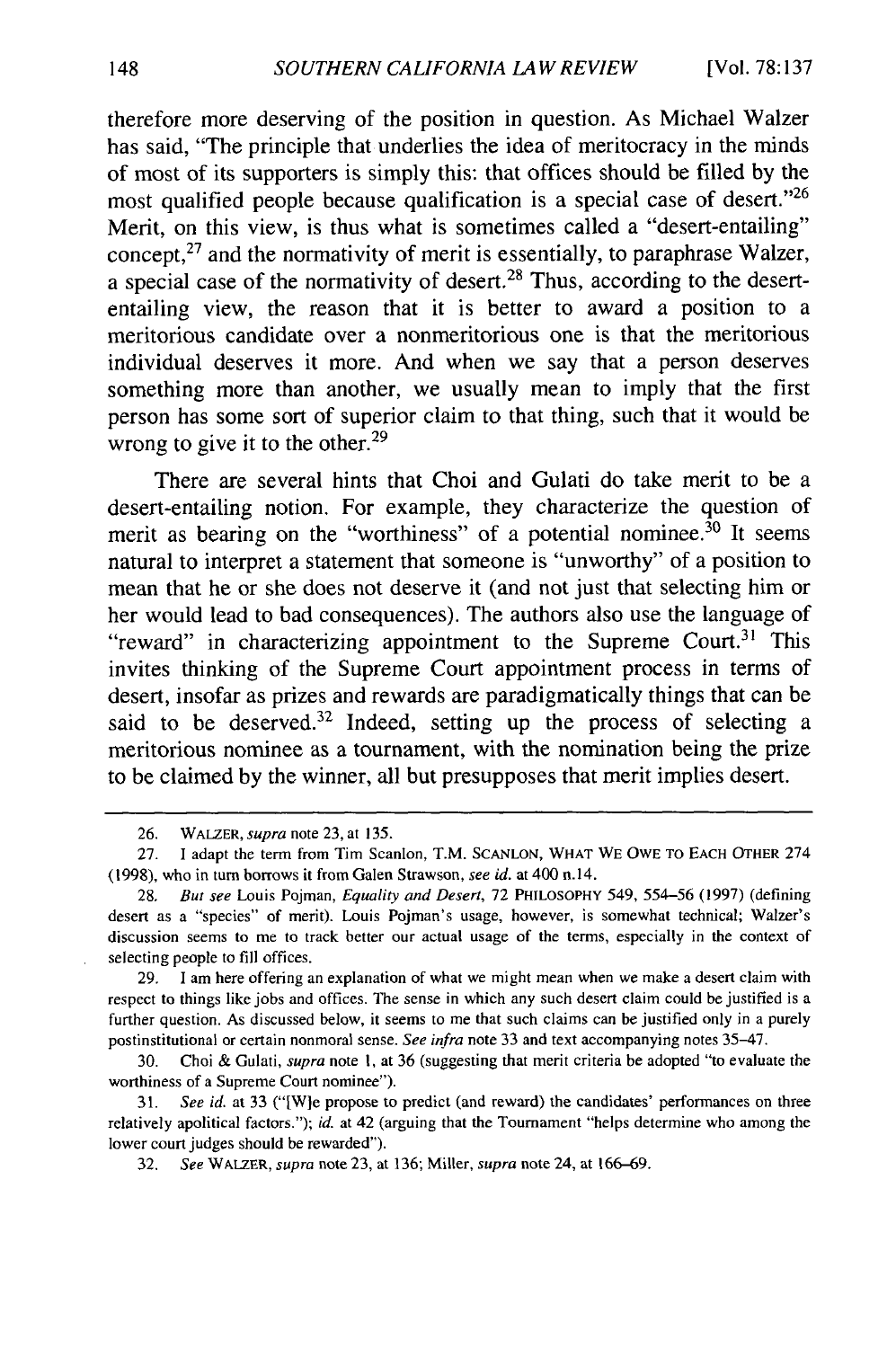therefore more deserving of the position in question. As Michael Walzer has said, "The principle that underlies the idea of meritocracy in the minds of most of its supporters is simply this: that offices should be filled by the most qualified people because qualification is a special case of desert."[26] Merit, on this view, is thus what is sometimes called a "desert-entailing" concept,[27] and the normativity of merit is essentially, to paraphrase Walzer, a special case of the normativity of desert.[28] Thus, according to the desert-entailing view, the reason that it is better to award a position to a meritorious candidate over a nonmeritorious one is that the meritorious individual deserves it more. And when we say that a person deserves something more than another, we usually mean to imply that the first person has some sort of superior claim to that thing, such that it would be wrong to give it to the other.[29]

There are several hints that Choi and Gulati do take merit to be a desert-entailing notion. For example, they characterize the question of merit as bearing on the "worthiness" of a potential nominee.[30] It seems natural to interpret a statement that someone is "unworthy" of a position to mean that he or she does not deserve it (and not just that selecting him or her would lead to bad consequences). The authors also use the language of "reward" in characterizing appointment to the Supreme Court.[31] This invites thinking of the Supreme Court appointment process in terms of desert, insofar as prizes and rewards are paradigmatically things that can be said to be deserved.[32] Indeed, setting up the process of selecting a meritorious nominee as a tournament, with the nomination being the prize to be claimed by the winner, all but presupposes that merit implies desert.

---

26. WALZER, *supra* note 23, at 135.

27. I adapt the term from Tim Scanlon, T.M. SCANLON, WHAT WE OWE TO EACH OTHER 274 (1998), who in turn borrows it from Galen Strawson, *see id.* at 400 n.14.

28. *But see* Louis Pojman, *Equality and Desert*, 72 PHILOSOPHY 549, 554–56 (1997) (defining desert as a "species" of merit). Louis Pojman's usage, however, is somewhat technical; Walzer's discussion seems to me to track better our actual usage of the terms, especially in the context of selecting people to fill offices.

29. I am here offering an explanation of what we might mean when we make a desert claim with respect to things like jobs and offices. The sense in which any such desert claim could be justified is a further question. As discussed below, it seems to me that such claims can be justified only in a purely postinstitutional or certain nonmoral sense. *See infra* note 33 and text accompanying notes 35–47.

30. Choi & Gulati, *supra* note 1, at 36 (suggesting that merit criteria be adopted "to evaluate the worthiness of a Supreme Court nominee").

31. *See id.* at 33 ("[W]e propose to predict (and reward) the candidates' performances on three relatively apolitical factors."); *id.* at 42 (arguing that the Tournament "helps determine who among the lower court judges should be rewarded").

32. *See* WALZER, *supra* note 23, at 136; Miller, *supra* note 24, at 166–69.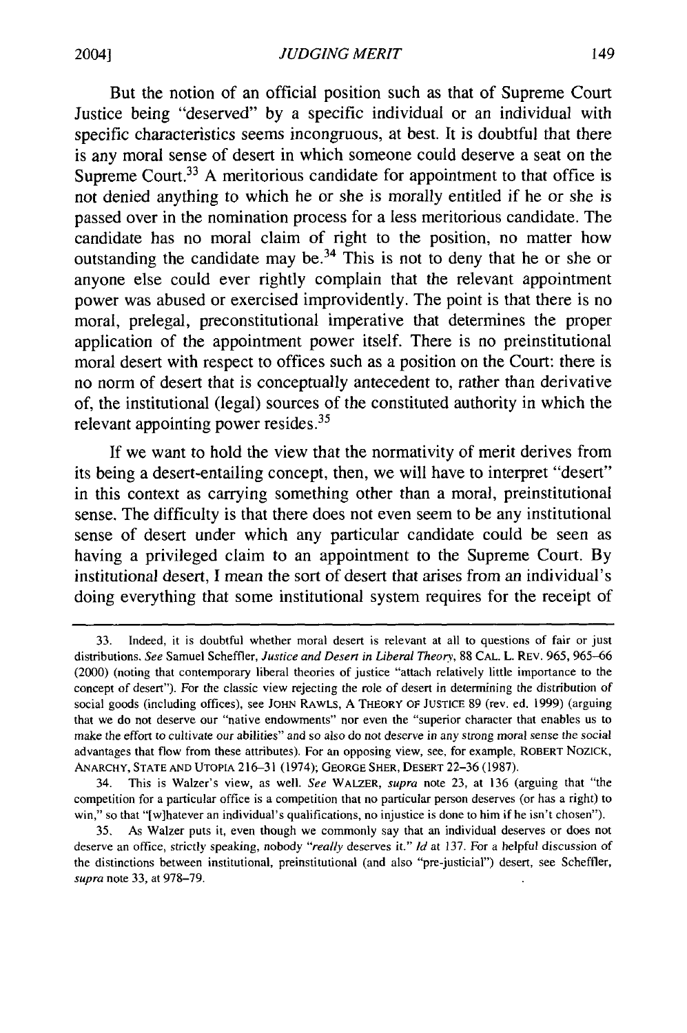But the notion of an official position such as that of Supreme Court Justice being "deserved" by a specific individual or an individual with specific characteristics seems incongruous, at best. It is doubtful that there is any moral sense of desert in which someone could deserve a seat on the Supreme Court.[33] A meritorious candidate for appointment to that office is not denied anything to which he or she is morally entitled if he or she is passed over in the nomination process for a less meritorious candidate. The candidate has no moral claim of right to the position, no matter how outstanding the candidate may be.[34] This is not to deny that he or she or anyone else could ever rightly complain that the relevant appointment power was abused or exercised improvidently. The point is that there is no moral, prelegal, preconstitutional imperative that determines the proper application of the appointment power itself. There is no preinstitutional moral desert with respect to offices such as a position on the Court: there is no norm of desert that is conceptually antecedent to, rather than derivative of, the institutional (legal) sources of the constituted authority in which the relevant appointing power resides.[35]

If we want to hold the view that the normativity of merit derives from its being a desert-entailing concept, then, we will have to interpret "desert" in this context as carrying something other than a moral, preinstitutional sense. The difficulty is that there does not even seem to be any institutional sense of desert under which any particular candidate could be seen as having a privileged claim to an appointment to the Supreme Court. By institutional desert, I mean the sort of desert that arises from an individual's doing everything that some institutional system requires for the receipt of

---

33. Indeed, it is doubtful whether moral desert is relevant at all to questions of fair or just distributions. *See* Samuel Scheffler, *Justice and Desert in Liberal Theory*, 88 CAL. L. REV. 965, 965–66 (2000) (noting that contemporary liberal theories of justice "attach relatively little importance to the concept of desert"). For the classic view rejecting the role of desert in determining the distribution of social goods (including offices), see JOHN RAWLS, A THEORY OF JUSTICE 89 (rev. ed. 1999) (arguing that we do not deserve our "native endowments" nor even the "superior character that enables us to make the effort to cultivate our abilities" and so also do not deserve in any strong moral sense the social advantages that flow from these attributes). For an opposing view, see, for example, ROBERT NOZICK, ANARCHY, STATE AND UTOPIA 216–31 (1974); GEORGE SHER, DESERT 22–36 (1987).

34. This is Walzer's view, as well. *See* WALZER, *supra* note 23, at 136 (arguing that "the competition for a particular office is a competition that no particular person deserves (or has a right) to win," so that "[w]hatever an individual's qualifications, no injustice is done to him if he isn't chosen").

35. As Walzer puts it, even though we commonly say that an individual deserves or does not deserve an office, strictly speaking, nobody "*really* deserves it." *Id* at 137. For a helpful discussion of the distinctions between institutional, preinstitutional (and also "pre-justicial") desert, see Scheffler, *supra* note 33, at 978–79.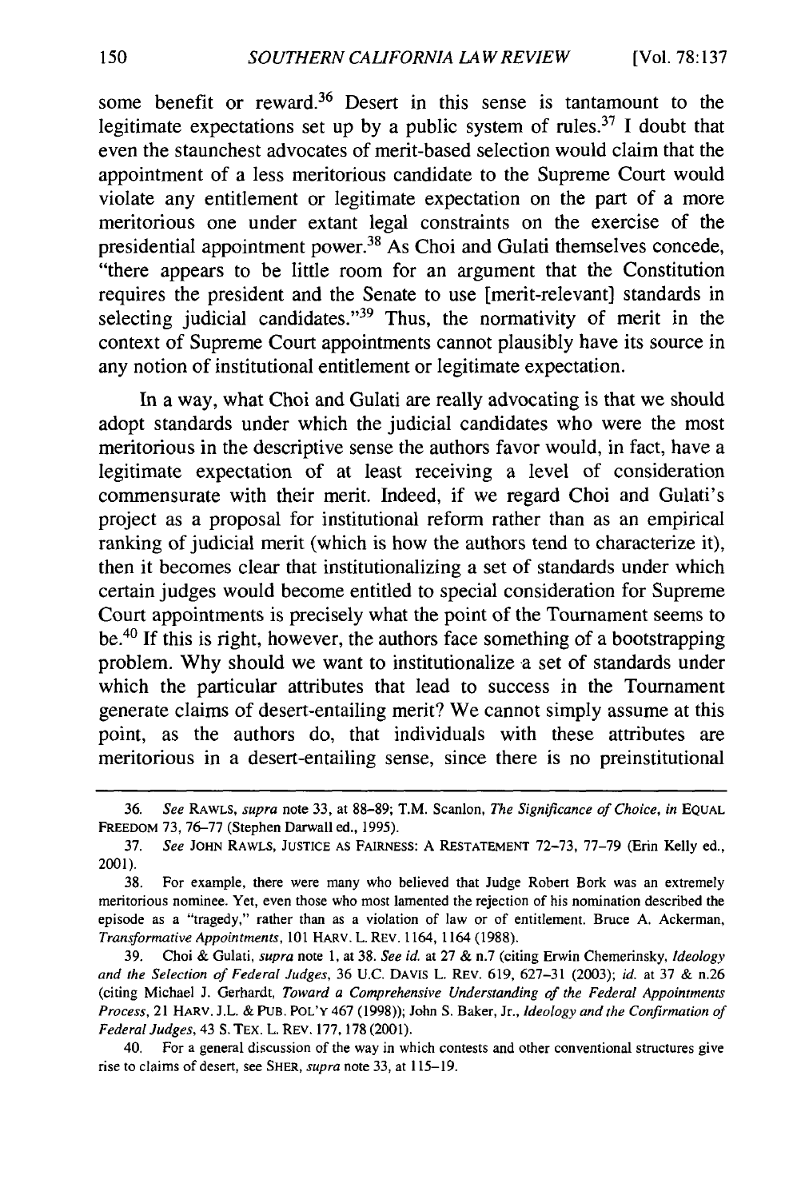some benefit or reward.[36] Desert in this sense is tantamount to the legitimate expectations set up by a public system of rules.[37] I doubt that even the staunchest advocates of merit-based selection would claim that the appointment of a less meritorious candidate to the Supreme Court would violate any entitlement or legitimate expectation on the part of a more meritorious one under extant legal constraints on the exercise of the presidential appointment power.[38] As Choi and Gulati themselves concede, "there appears to be little room for an argument that the Constitution requires the president and the Senate to use [merit-relevant] standards in selecting judicial candidates."[39] Thus, the normativity of merit in the context of Supreme Court appointments cannot plausibly have its source in any notion of institutional entitlement or legitimate expectation.

In a way, what Choi and Gulati are really advocating is that we should adopt standards under which the judicial candidates who were the most meritorious in the descriptive sense the authors favor would, in fact, have a legitimate expectation of at least receiving a level of consideration commensurate with their merit. Indeed, if we regard Choi and Gulati's project as a proposal for institutional reform rather than as an empirical ranking of judicial merit (which is how the authors tend to characterize it), then it becomes clear that institutionalizing a set of standards under which certain judges would become entitled to special consideration for Supreme Court appointments is precisely what the point of the Tournament seems to be.[40] If this is right, however, the authors face something of a bootstrapping problem. Why should we want to institutionalize a set of standards under which the particular attributes that lead to success in the Tournament generate claims of desert-entailing merit? We cannot simply assume at this point, as the authors do, that individuals with these attributes are meritorious in a desert-entailing sense, since there is no preinstitutional

---

36. *See* RAWLS, *supra* note 33, at 88–89; T.M. Scanlon, *The Significance of Choice*, *in* EQUAL FREEDOM 73, 76–77 (Stephen Darwall ed., 1995).

37. *See* JOHN RAWLS, JUSTICE AS FAIRNESS: A RESTATEMENT 72–73, 77–79 (Erin Kelly ed., 2001).

38. For example, there were many who believed that Judge Robert Bork was an extremely meritorious nominee. Yet, even those who most lamented the rejection of his nomination described the episode as a "tragedy," rather than as a violation of law or of entitlement. Bruce A. Ackerman, *Transformative Appointments*, 101 HARV. L. REV. 1164, 1164 (1988).

39. Choi & Gulati, *supra* note 1, at 38. *See id.* at 27 & n.7 (citing Erwin Chemerinsky, *Ideology and the Selection of Federal Judges*, 36 U.C. DAVIS L. REV. 619, 627–31 (2003); *id.* at 37 & n.26 (citing Michael J. Gerhardt, *Toward a Comprehensive Understanding of the Federal Appointments Process*, 21 HARV. J.L. & PUB. POL'Y 467 (1998)); John S. Baker, Jr., *Ideology and the Confirmation of Federal Judges*, 43 S. TEX. L. REV. 177, 178 (2001).

40. For a general discussion of the way in which contests and other conventional structures give rise to claims of desert, see SHER, *supra* note 33, at 115–19.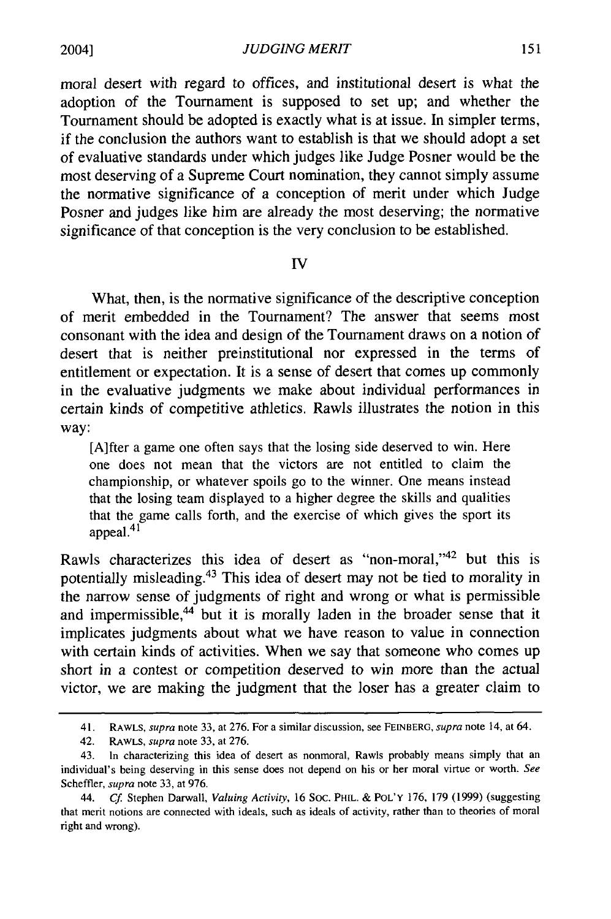moral desert with regard to offices, and institutional desert is what the adoption of the Tournament is supposed to set up; and whether the Tournament should be adopted is exactly what is at issue. In simpler terms, if the conclusion the authors want to establish is that we should adopt a set of evaluative standards under which judges like Judge Posner would be the most deserving of a Supreme Court nomination, they cannot simply assume the normative significance of a conception of merit under which Judge Posner and judges like him are already the most deserving; the normative significance of that conception is the very conclusion to be established.

## IV

What, then, is the normative significance of the descriptive conception of merit embedded in the Tournament? The answer that seems most consonant with the idea and design of the Tournament draws on a notion of desert that is neither preinstitutional nor expressed in the terms of entitlement or expectation. It is a sense of desert that comes up commonly in the evaluative judgments we make about individual performances in certain kinds of competitive athletics. Rawls illustrates the notion in this way:

> [A]fter a game one often says that the losing side deserved to win. Here one does not mean that the victors are not entitled to claim the championship, or whatever spoils go to the winner. One means instead that the losing team displayed to a higher degree the skills and qualities that the game calls forth, and the exercise of which gives the sport its appeal.[41]

Rawls characterizes this idea of desert as "non-moral,"[42] but this is potentially misleading.[43] This idea of desert may not be tied to morality in the narrow sense of judgments of right and wrong or what is permissible and impermissible,[44] but it is morally laden in the broader sense that it implicates judgments about what we have reason to value in connection with certain kinds of activities. When we say that someone who comes up short in a contest or competition deserved to win more than the actual victor, we are making the judgment that the loser has a greater claim to

---

41. RAWLS, *supra* note 33, at 276. For a similar discussion, see FEINBERG, *supra* note 14, at 64.

42. RAWLS, *supra* note 33, at 276.

43. In characterizing this idea of desert as nonmoral, Rawls probably means simply that an individual's being deserving in this sense does not depend on his or her moral virtue or worth. *See* Scheffler, *supra* note 33, at 976.

44. *Cf.* Stephen Darwall, *Valuing Activity*, 16 SOC. PHIL. & POL'Y 176, 179 (1999) (suggesting that merit notions are connected with ideals, such as ideals of activity, rather than to theories of moral right and wrong).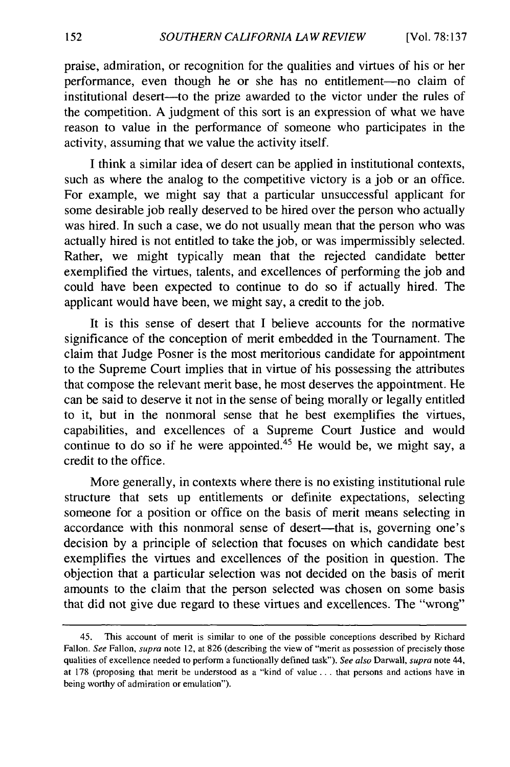praise, admiration, or recognition for the qualities and virtues of his or her performance, even though he or she has no entitlement—no claim of institutional desert—to the prize awarded to the victor under the rules of the competition. A judgment of this sort is an expression of what we have reason to value in the performance of someone who participates in the activity, assuming that we value the activity itself.

I think a similar idea of desert can be applied in institutional contexts, such as where the analog to the competitive victory is a job or an office. For example, we might say that a particular unsuccessful applicant for some desirable job really deserved to be hired over the person who actually was hired. In such a case, we do not usually mean that the person who was actually hired is not entitled to take the job, or was impermissibly selected. Rather, we might typically mean that the rejected candidate better exemplified the virtues, talents, and excellences of performing the job and could have been expected to continue to do so if actually hired. The applicant would have been, we might say, a credit to the job.

It is this sense of desert that I believe accounts for the normative significance of the conception of merit embedded in the Tournament. The claim that Judge Posner is the most meritorious candidate for appointment to the Supreme Court implies that in virtue of his possessing the attributes that compose the relevant merit base, he most deserves the appointment. He can be said to deserve it not in the sense of being morally or legally entitled to it, but in the nonmoral sense that he best exemplifies the virtues, capabilities, and excellences of a Supreme Court Justice and would continue to do so if he were appointed.[45] He would be, we might say, a credit to the office.

More generally, in contexts where there is no existing institutional rule structure that sets up entitlements or definite expectations, selecting someone for a position or office on the basis of merit means selecting in accordance with this nonmoral sense of desert—that is, governing one's decision by a principle of selection that focuses on which candidate best exemplifies the virtues and excellences of the position in question. The objection that a particular selection was not decided on the basis of merit amounts to the claim that the person selected was chosen on some basis that did not give due regard to these virtues and excellences. The "wrong"

---

45. This account of merit is similar to one of the possible conceptions described by Richard Fallon. *See* Fallon, *supra* note 12, at 826 (describing the view of "merit as possession of precisely those qualities of excellence needed to perform a functionally defined task"). *See also* Darwall, *supra* note 44, at 178 (proposing that merit be understood as a "kind of value . . . that persons and actions have in being worthy of admiration or emulation").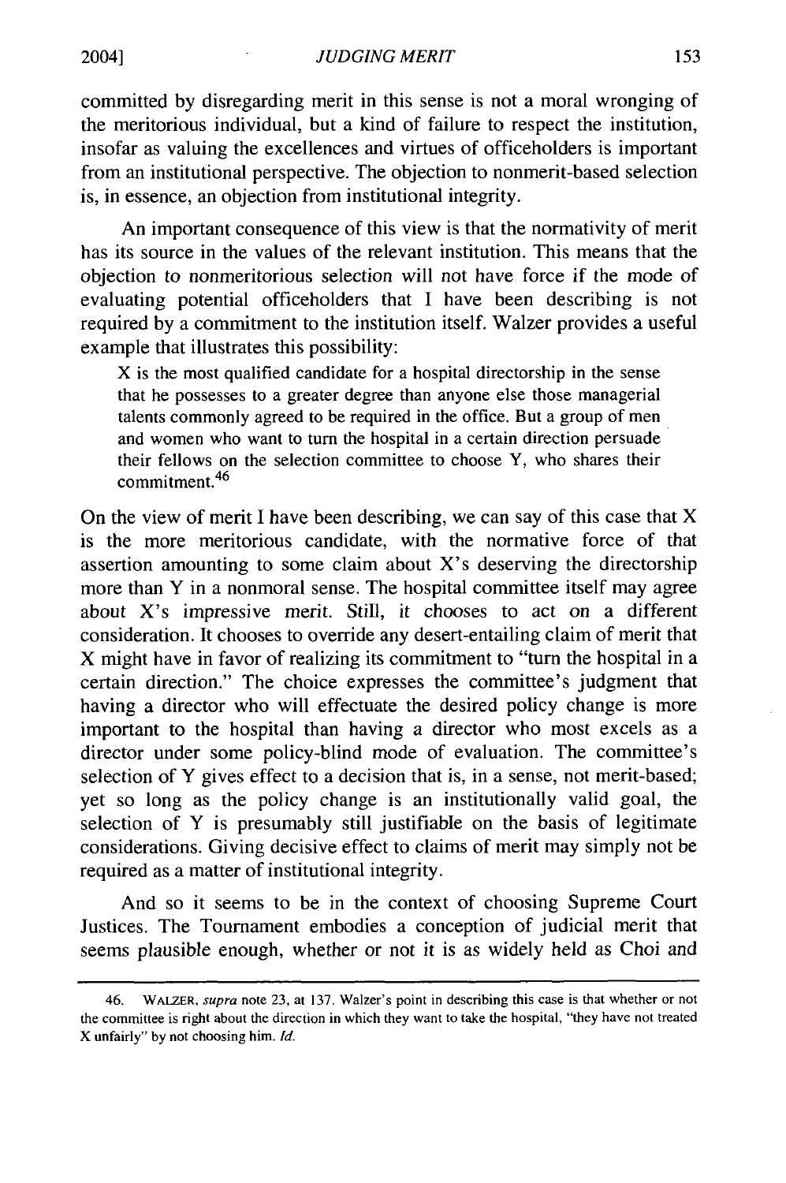committed by disregarding merit in this sense is not a moral wronging of the meritorious individual, but a kind of failure to respect the institution, insofar as valuing the excellences and virtues of officeholders is important from an institutional perspective. The objection to nonmerit-based selection is, in essence, an objection from institutional integrity.

An important consequence of this view is that the normativity of merit has its source in the values of the relevant institution. This means that the objection to nonmeritorious selection will not have force if the mode of evaluating potential officeholders that I have been describing is not required by a commitment to the institution itself. Walzer provides a useful example that illustrates this possibility:

> X is the most qualified candidate for a hospital directorship in the sense that he possesses to a greater degree than anyone else those managerial talents commonly agreed to be required in the office. But a group of men and women who want to turn the hospital in a certain direction persuade their fellows on the selection committee to choose Y, who shares their commitment.[46]

On the view of merit I have been describing, we can say of this case that X is the more meritorious candidate, with the normative force of that assertion amounting to some claim about X's deserving the directorship more than Y in a nonmoral sense. The hospital committee itself may agree about X's impressive merit. Still, it chooses to act on a different consideration. It chooses to override any desert-entailing claim of merit that X might have in favor of realizing its commitment to "turn the hospital in a certain direction." The choice expresses the committee's judgment that having a director who will effectuate the desired policy change is more important to the hospital than having a director who most excels as a director under some policy-blind mode of evaluation. The committee's selection of Y gives effect to a decision that is, in a sense, not merit-based; yet so long as the policy change is an institutionally valid goal, the selection of Y is presumably still justifiable on the basis of legitimate considerations. Giving decisive effect to claims of merit may simply not be required as a matter of institutional integrity.

And so it seems to be in the context of choosing Supreme Court Justices. The Tournament embodies a conception of judicial merit that seems plausible enough, whether or not it is as widely held as Choi and

---

46. WALZER, *supra* note 23, at 137. Walzer's point in describing this case is that whether or not the committee is right about the direction in which they want to take the hospital, "they have not treated X unfairly" by not choosing him. *Id.*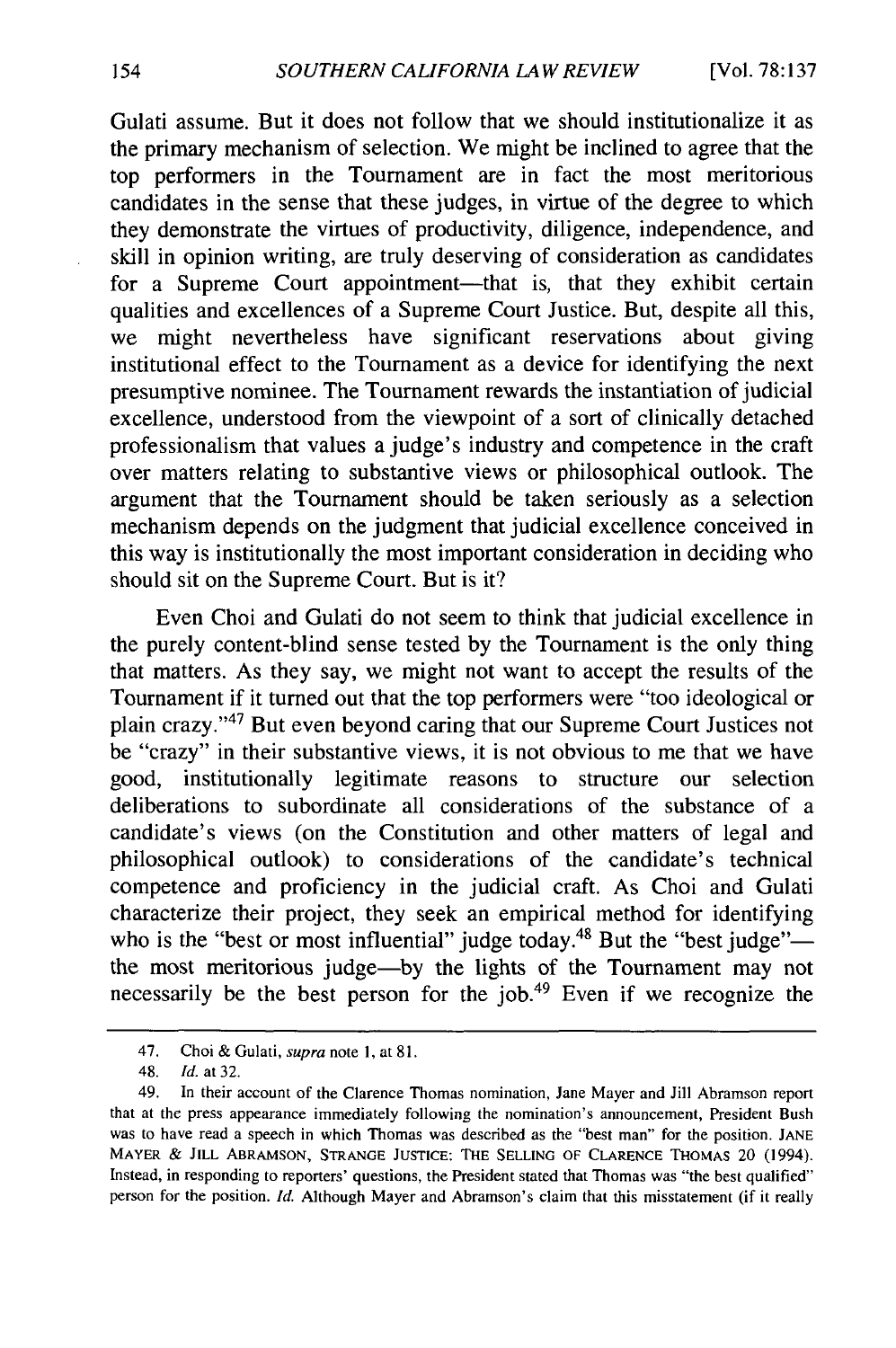Gulati assume. But it does not follow that we should institutionalize it as the primary mechanism of selection. We might be inclined to agree that the top performers in the Tournament are in fact the most meritorious candidates in the sense that these judges, in virtue of the degree to which they demonstrate the virtues of productivity, diligence, independence, and skill in opinion writing, are truly deserving of consideration as candidates for a Supreme Court appointment—that is, that they exhibit certain qualities and excellences of a Supreme Court Justice. But, despite all this, we might nevertheless have significant reservations about giving institutional effect to the Tournament as a device for identifying the next presumptive nominee. The Tournament rewards the instantiation of judicial excellence, understood from the viewpoint of a sort of clinically detached professionalism that values a judge's industry and competence in the craft over matters relating to substantive views or philosophical outlook. The argument that the Tournament should be taken seriously as a selection mechanism depends on the judgment that judicial excellence conceived in this way is institutionally the most important consideration in deciding who should sit on the Supreme Court. But is it?

Even Choi and Gulati do not seem to think that judicial excellence in the purely content-blind sense tested by the Tournament is the only thing that matters. As they say, we might not want to accept the results of the Tournament if it turned out that the top performers were "too ideological or plain crazy."[47] But even beyond caring that our Supreme Court Justices not be "crazy" in their substantive views, it is not obvious to me that we have good, institutionally legitimate reasons to structure our selection deliberations to subordinate all considerations of the substance of a candidate's views (on the Constitution and other matters of legal and philosophical outlook) to considerations of the candidate's technical competence and proficiency in the judicial craft. As Choi and Gulati characterize their project, they seek an empirical method for identifying who is the "best or most influential" judge today.[48] But the "best judge"—the most meritorious judge—by the lights of the Tournament may not necessarily be the best person for the job.[49] Even if we recognize the

---

47. Choi & Gulati, *supra* note 1, at 81.

48. *Id.* at 32.

49. In their account of the Clarence Thomas nomination, Jane Mayer and Jill Abramson report that at the press appearance immediately following the nomination's announcement, President Bush was to have read a speech in which Thomas was described as the "best man" for the position. JANE MAYER & JILL ABRAMSON, STRANGE JUSTICE: THE SELLING OF CLARENCE THOMAS 20 (1994). Instead, in responding to reporters' questions, the President stated that Thomas was "the best qualified" person for the position. *Id.* Although Mayer and Abramson's claim that this misstatement (if it really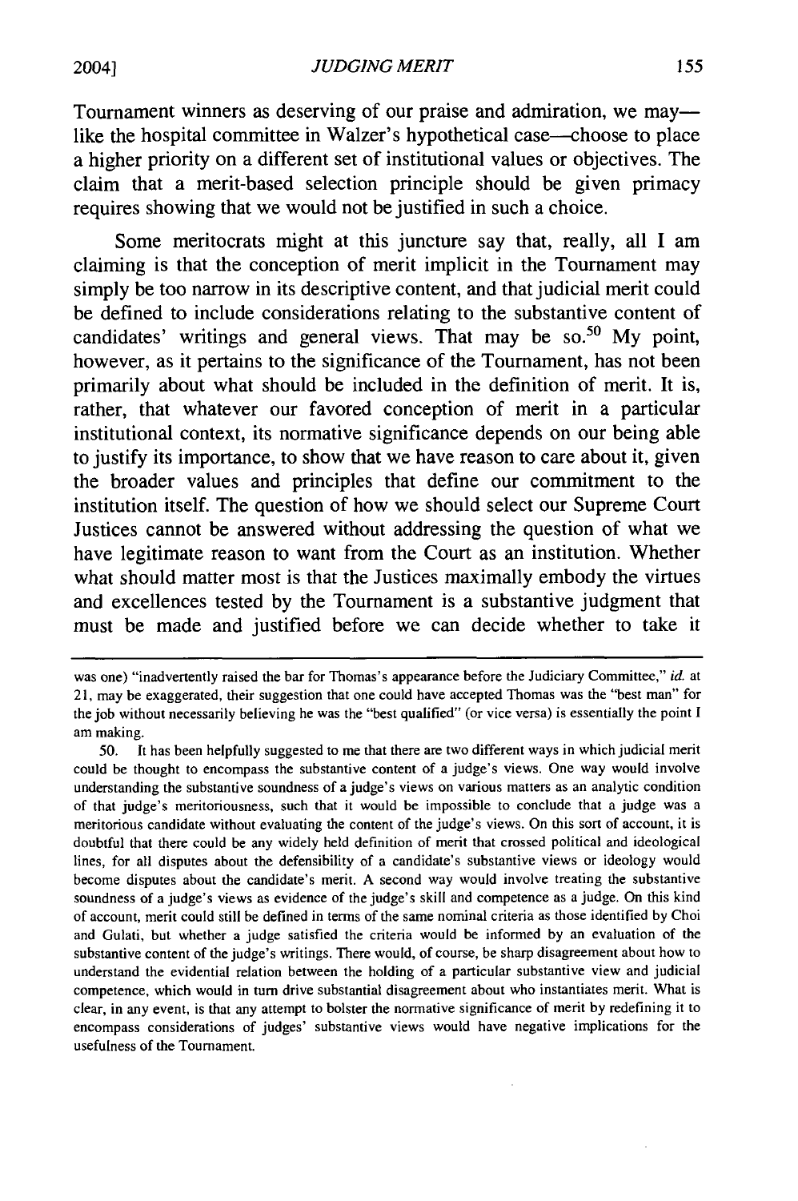Tournament winners as deserving of our praise and admiration, we may—like the hospital committee in Walzer's hypothetical case—choose to place a higher priority on a different set of institutional values or objectives. The claim that a merit-based selection principle should be given primacy requires showing that we would not be justified in such a choice.

Some meritocrats might at this juncture say that, really, all I am claiming is that the conception of merit implicit in the Tournament may simply be too narrow in its descriptive content, and that judicial merit could be defined to include considerations relating to the substantive content of candidates' writings and general views. That may be so.[50] My point, however, as it pertains to the significance of the Tournament, has not been primarily about what should be included in the definition of merit. It is, rather, that whatever our favored conception of merit in a particular institutional context, its normative significance depends on our being able to justify its importance, to show that we have reason to care about it, given the broader values and principles that define our commitment to the institution itself. The question of how we should select our Supreme Court Justices cannot be answered without addressing the question of what we have legitimate reason to want from the Court as an institution. Whether what should matter most is that the Justices maximally embody the virtues and excellences tested by the Tournament is a substantive judgment that must be made and justified before we can decide whether to take it

---

was one) "inadvertently raised the bar for Thomas's appearance before the Judiciary Committee," *id.* at 21, may be exaggerated, their suggestion that one could have accepted Thomas was the "best man" for the job without necessarily believing he was the "best qualified" (or vice versa) is essentially the point I am making.

50. It has been helpfully suggested to me that there are two different ways in which judicial merit could be thought to encompass the substantive content of a judge's views. One way would involve understanding the substantive soundness of a judge's views on various matters as an analytic condition of that judge's meritoriousness, such that it would be impossible to conclude that a judge was a meritorious candidate without evaluating the content of the judge's views. On this sort of account, it is doubtful that there could be any widely held definition of merit that crossed political and ideological lines, for all disputes about the defensibility of a candidate's substantive views or ideology would become disputes about the candidate's merit. A second way would involve treating the substantive soundness of a judge's views as evidence of the judge's skill and competence as a judge. On this kind of account, merit could still be defined in terms of the same nominal criteria as those identified by Choi and Gulati, but whether a judge satisfied the criteria would be informed by an evaluation of the substantive content of the judge's writings. There would, of course, be sharp disagreement about how to understand the evidential relation between the holding of a particular substantive view and judicial competence, which would in turn drive substantial disagreement about who instantiates merit. What is clear, in any event, is that any attempt to bolster the normative significance of merit by redefining it to encompass considerations of judges' substantive views would have negative implications for the usefulness of the Tournament.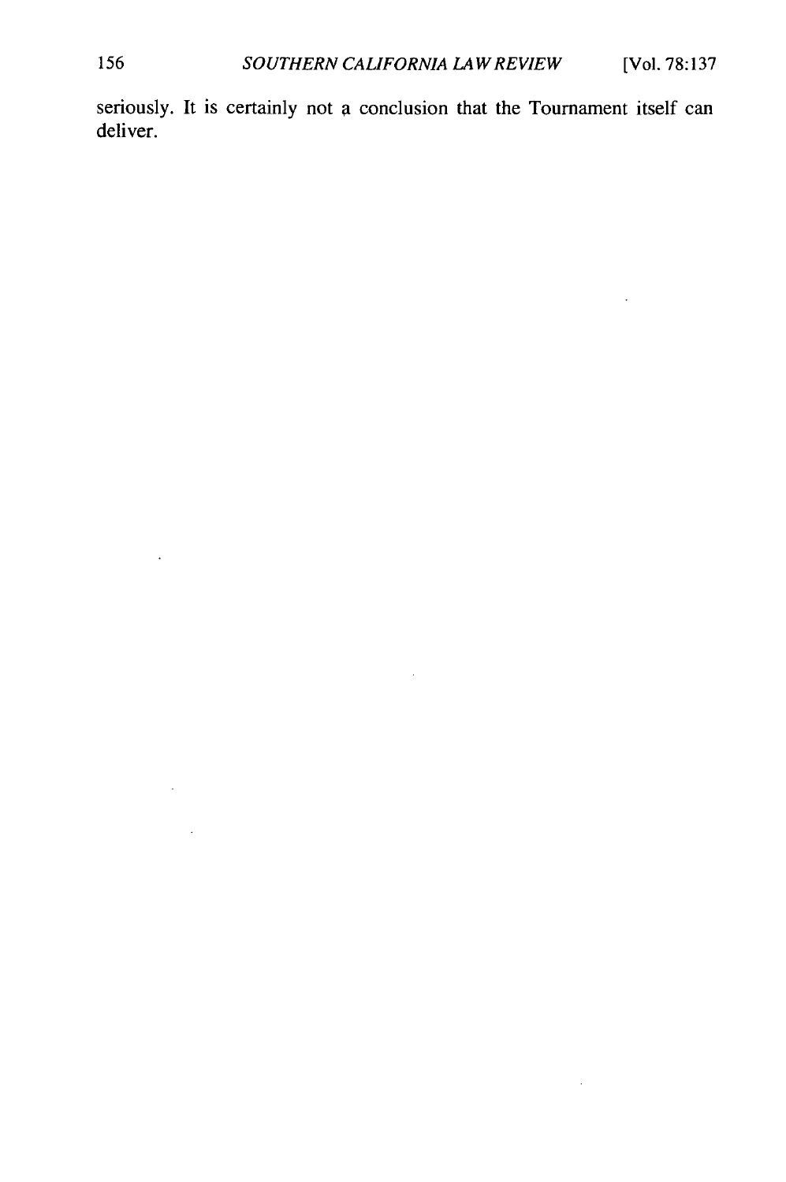seriously. It is certainly not a conclusion that the Tournament itself can deliver.